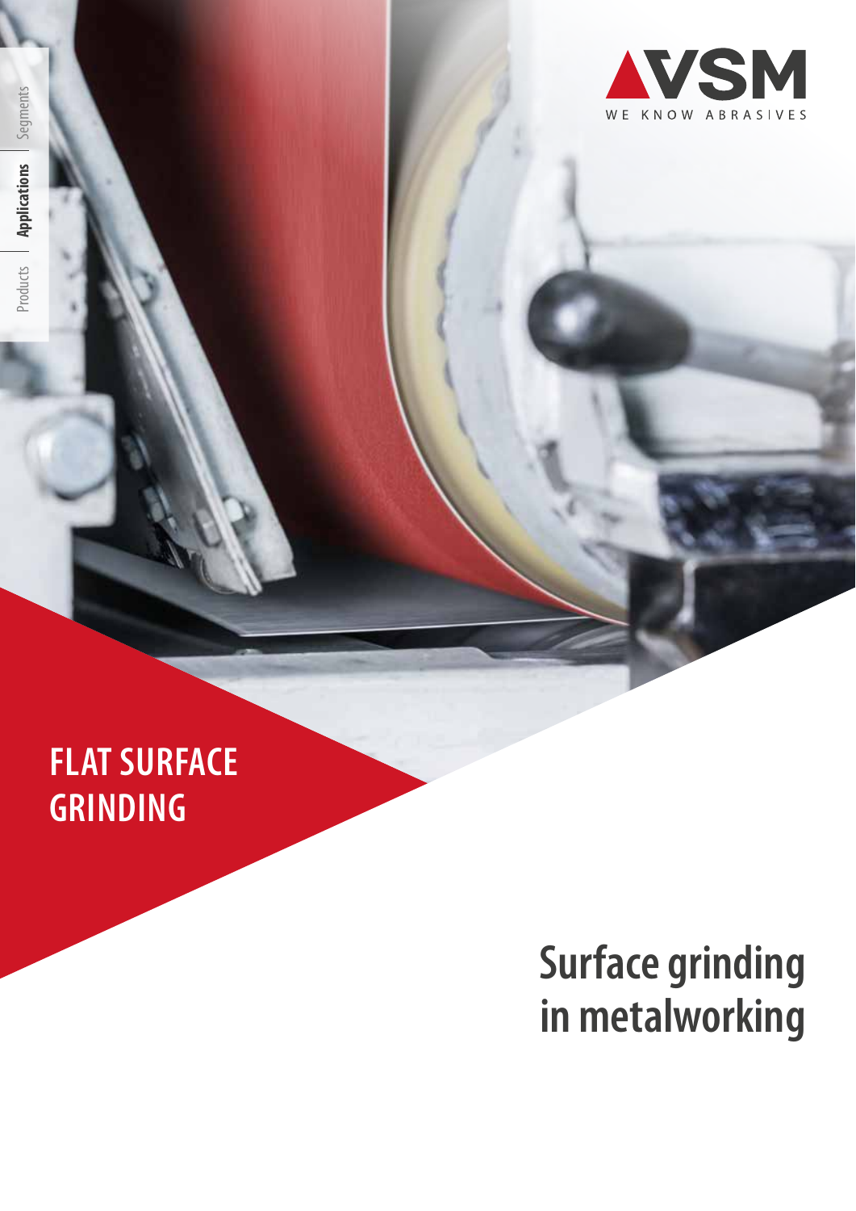Products | **Applications** | Segments

VSM

WE KNOW ABRASIVES

# FLAT SURFACE GRINDING

## Surface grinding in metalworking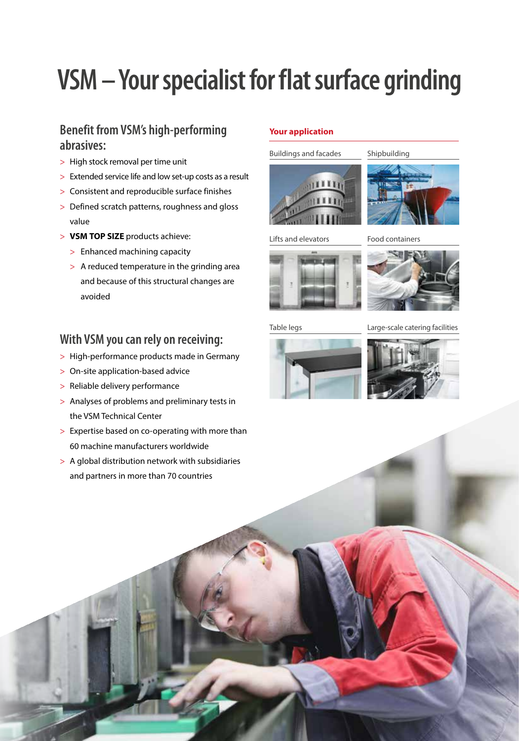# VSM – Your specialist for flat surface grinding

## Benefit from VSM's high-performing abrasives:

- High stock removal per time unit
- Extended service life and low set-up costs as a result
- Consistent and reproducible surface finishes
- Defined scratch patterns, roughness and gloss value
- **VSM TOP SIZE** products achieve:
  - Enhanced machining capacity
  - A reduced temperature in the grinding area and because of this structural changes are avoided

## With VSM you can rely on receiving:

- High-performance products made in Germany
- On-site application-based advice
- Reliable delivery performance
- Analyses of problems and preliminary tests in the VSM Technical Center
- Expertise based on co-operating with more than 60 machine manufacturers worldwide
- A global distribution network with subsidiaries and partners in more than 70 countries

**Your application**

Buildings and facades

Shipbuilding

Lifts and elevators

Food containers

Table legs

Large-scale catering facilities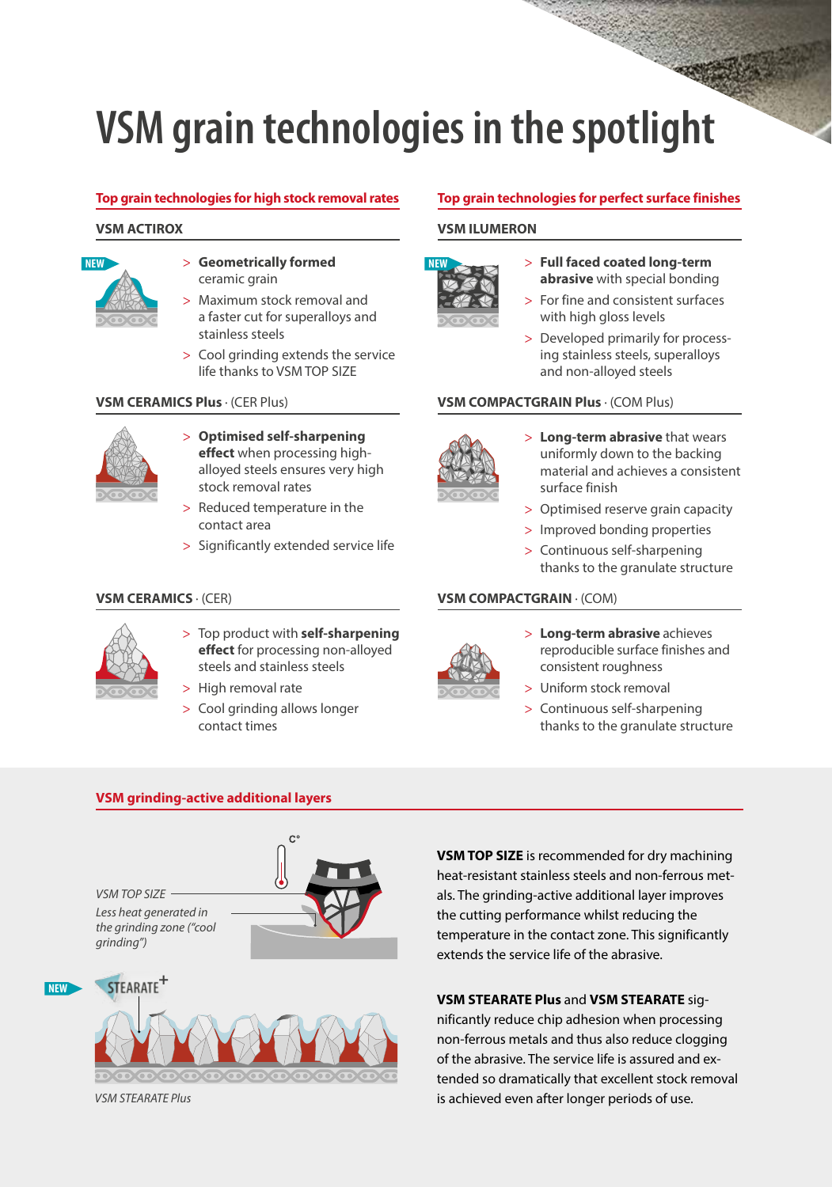# VSM grain technologies in the spotlight

## Top grain technologies for high stock removal rates

### VSM ACTIROX

NEW

- **Geometrically formed** ceramic grain
- Maximum stock removal and a faster cut for superalloys and stainless steels
- Cool grinding extends the service life thanks to VSM TOP SIZE

### VSM CERAMICS Plus · (CER Plus)

- **Optimised self-sharpening effect** when processing high-alloyed steels ensures very high stock removal rates
- Reduced temperature in the contact area
- Significantly extended service life

### VSM CERAMICS · (CER)

- Top product with **self-sharpening effect** for processing non-alloyed steels and stainless steels
- High removal rate
- Cool grinding allows longer contact times

## Top grain technologies for perfect surface finishes

### VSM ILUMERON

NEW

- **Full faced coated long-term abrasive** with special bonding
- For fine and consistent surfaces with high gloss levels
- Developed primarily for processing stainless steels, superalloys and non-alloyed steels

### VSM COMPACTGRAIN Plus · (COM Plus)

- **Long-term abrasive** that wears uniformly down to the backing material and achieves a consistent surface finish
- Optimised reserve grain capacity
- Improved bonding properties
- Continuous self-sharpening thanks to the granulate structure

### VSM COMPACTGRAIN · (COM)

- **Long-term abrasive** achieves reproducible surface finishes and consistent roughness
- Uniform stock removal
- Continuous self-sharpening thanks to the granulate structure

## VSM grinding-active additional layers

*VSM TOP SIZE*

*Less heat generated in the grinding zone ("cool grinding")*

C°

NEW

STEARATE+

*VSM STEARATE Plus*

**VSM TOP SIZE** is recommended for dry machining heat-resistant stainless steels and non-ferrous metals. The grinding-active additional layer improves the cutting performance whilst reducing the temperature in the contact zone. This significantly extends the service life of the abrasive.

**VSM STEARATE Plus** and **VSM STEARATE** significantly reduce chip adhesion when processing non-ferrous metals and thus also reduce clogging of the abrasive. The service life is assured and extended so dramatically that excellent stock removal is achieved even after longer periods of use.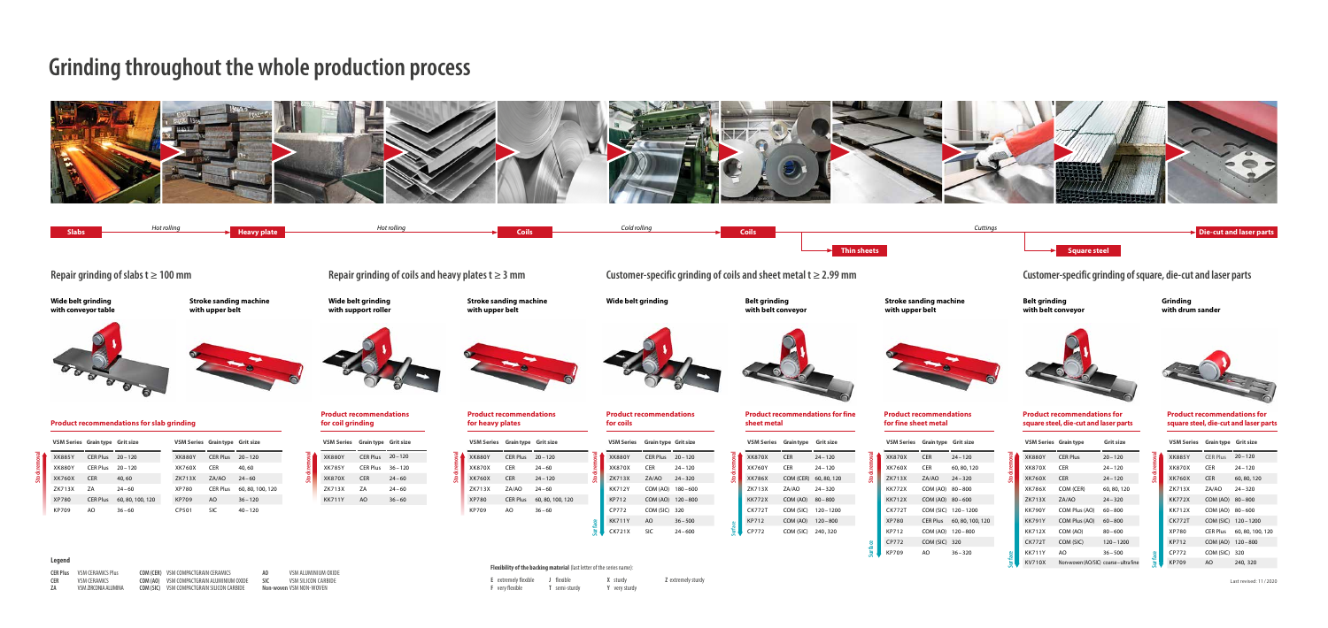# Grinding throughout the whole production process

Slabs → *Hot rolling* → Heavy plate → *Hot rolling* → Coils → *Cold rolling* → Coils → Thin sheets → *Cuttings* → Square steel → Die-cut and laser parts

## Repair grinding of slabs t ≥ 100 mm

**Wide belt grinding with conveyor table**

**Stroke sanding machine with upper belt**

### Product recommendations for slab grinding

| VSM Series | Grain type | Grit size |
|---|---|---|
| XK885Y | CER Plus | 20 – 120 |
| XK880Y | CER Plus | 20 – 120 |
| XK760X | CER | 40, 60 |
| ZK713X | ZA | 24 – 60 |
| XP780 | CER Plus | 60, 80, 100, 120 |
| KP709 | AO | 36 – 60 |

| VSM Series | Grain type | Grit size |
|---|---|---|
| XK880Y | CER Plus | 20 – 120 |
| XK760X | CER | 40, 60 |
| ZK713X | ZA/AO | 24 – 60 |
| XP780 | CER Plus | 60, 80, 100, 120 |
| KP709 | AO | 36 – 120 |
| CP501 | SIC | 40 – 120 |

## Repair grinding of coils and heavy plates t ≥ 3 mm

**Wide belt grinding with support roller**

**Stroke sanding machine with upper belt**

### Product recommendations for coil grinding

| VSM Series | Grain type | Grit size |
|---|---|---|
| XK880Y | CER Plus | 20 – 120 |
| XK785Y | CER Plus | 36 – 120 |
| XK870X | CER | 24 – 60 |
| ZK713X | ZA | 24 – 60 |
| KK711Y | AO | 36 – 60 |

### Product recommendations for heavy plates

| VSM Series | Grain type | Grit size |
|---|---|---|
| XK880Y | CER Plus | 20 – 120 |
| XK870X | CER | 24 – 60 |
| XK760X | CER | 24 – 120 |
| ZK713X | ZA/AO | 24 – 60 |
| XP780 | CER Plus | 60, 80, 100, 120 |
| KP709 | AO | 36 – 60 |

## Customer-specific grinding of coils and sheet metal t ≥ 2.99 mm

**Wide belt grinding**

**Belt grinding with belt conveyor**

**Stroke sanding machine with upper belt**

### Product recommendations for coils

| VSM Series | Grain type | Grit size |
|---|---|---|
| XK880Y | CER Plus | 20 – 120 |
| XK870X | CER | 24 – 120 |
| ZK713X | ZA/AO | 24 – 320 |
| KK712Y | COM (AO) | 180 – 600 |
| KP712 | COM (AO) | 120 – 800 |
| CP772 | COM (SIC) | 320 |
| KK711Y | AO | 36 – 500 |
| CK721X | SIC | 24 – 600 |

### Product recommendations for fine sheet metal

| VSM Series | Grain type | Grit size |
|---|---|---|
| XK870X | CER | 24 – 120 |
| XK760Y | CER | 24 – 120 |
| XK786X | COM (CER) | 60, 80, 120 |
| ZK713X | ZA/AO | 24 – 320 |
| KK772X | COM (AO) | 80 – 800 |
| CK772T | COM (SIC) | 120 – 1200 |
| KP712 | COM (AO) | 120 – 800 |
| CP772 | COM (SIC) | 240, 320 |

### Product recommendations for fine sheet metal

| VSM Series | Grain type | Grit size |
|---|---|---|
| XK870X | CER | 24 – 120 |
| XK760X | CER | 60, 80, 120 |
| ZK713X | ZA/AO | 24 – 320 |
| KK772X | COM (AO) | 80 – 800 |
| KK712X | COM (AO) | 80 – 600 |
| CK772T | COM (SIC) | 120 – 1200 |
| XP780 | CER Plus | 60, 80, 100, 120 |
| KP712 | COM (AO) | 120 – 800 |
| CP772 | COM (SIC) | 320 |
| KP709 | AO | 36 – 320 |

## Customer-specific grinding of square, die-cut and laser parts

**Belt grinding with belt conveyor**

**Grinding with drum sander**

### Product recommendations for square steel, die-cut and laser parts

| VSM Series | Grain type | Grit size |
|---|---|---|
| XK880Y | CER Plus | 20 – 120 |
| XK870X | CER | 24 – 120 |
| XK760X | CER | 24 – 120 |
| XK786X | COM (CER) | 60, 80, 120 |
| ZK713X | ZA/AO | 24 – 320 |
| KK790Y | COM Plus (AO) | 60 – 800 |
| KK791Y | COM Plus (AO) | 60 – 800 |
| KK712X | COM (AO) | 80 – 600 |
| CK772T | COM (SIC) | 120 – 1200 |
| KK711Y | AO | 36 – 500 |
| KV710X | Non-woven (AO/SIC) | coarse – ultra fine |

### Product recommendations for square steel, die-cut and laser parts

| VSM Series | Grain type | Grit size |
|---|---|---|
| XK885Y | CER Plus | 20 – 120 |
| XK870X | CER | 24 – 120 |
| XK760X | CER | 60, 80, 120 |
| ZK713X | ZA/AO | 24 – 320 |
| KK772X | COM (AO) | 80 – 800 |
| KK712X | COM (AO) | 80 – 600 |
| CK772T | COM (SIC) | 120 – 1200 |
| XP780 | CER Plus | 60, 80, 100, 120 |
| KP712 | COM (AO) | 120 – 800 |
| CP772 | COM (SIC) | 320 |
| KP709 | AO | 240, 320 |

In each table, products are ordered from stock removal (top) to surface (bottom).

**Legend**

| Abbreviation | Meaning |
|---|---|
| CER Plus | VSM CERAMICS Plus |
| CER | VSM CERAMICS |
| ZA | VSM ZIRCONIA ALUMINA |
| COM (CER) | VSM COMPACTGRAIN CERAMICS |
| COM (AO) | VSM COMPACTGRAIN ALUMINIUM OXIDE |
| COM (SIC) | VSM COMPACTGRAIN SILICON CARBIDE |
| AO | VSM ALUMINIUM OXIDE |
| SIC | VSM SILICON CARBIDE |
| Non-woven | VSM NON-WOVEN |

**Flexibility of the backing material** (last letter of the series name):

- **E** extremely flexible
- **F** very flexible
- **J** flexible
- **T** semi-sturdy
- **X** sturdy
- **Y** very sturdy
- **Z** extremely sturdy

Last revised: 11/2020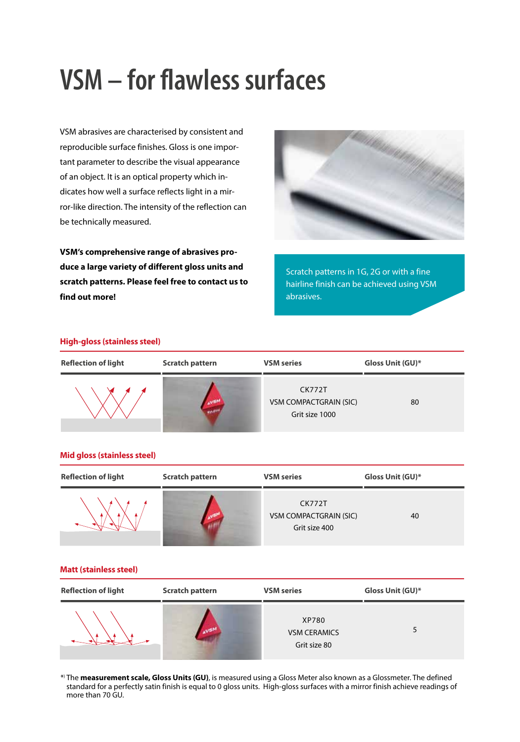# VSM – for flawless surfaces

VSM abrasives are characterised by consistent and reproducible surface finishes. Gloss is one important parameter to describe the visual appearance of an object. It is an optical property which indicates how well a surface reflects light in a mirror-like direction. The intensity of the reflection can be technically measured.

**VSM's comprehensive range of abrasives produce a large variety of different gloss units and scratch patterns. Please feel free to contact us to find out more!**

Scratch patterns in 1G, 2G or with a fine hairline finish can be achieved using VSM abrasives.

## High-gloss (stainless steel)

| Reflection of light | Scratch pattern | VSM series | Gloss Unit (GU)* |
|---|---|---|---|
| | | CK772T<br>VSM COMPACTGRAIN (SIC)<br>Grit size 1000 | 80 |

## Mid gloss (stainless steel)

| Reflection of light | Scratch pattern | VSM series | Gloss Unit (GU)* |
|---|---|---|---|
| | | CK772T<br>VSM COMPACTGRAIN (SIC)<br>Grit size 400 | 40 |

## Matt (stainless steel)

| Reflection of light | Scratch pattern | VSM series | Gloss Unit (GU)* |
|---|---|---|---|
| | | XP780<br>VSM CERAMICS<br>Grit size 80 | 5 |

*) The **measurement scale, Gloss Units (GU)**, is measured using a Gloss Meter also known as a Glossmeter. The defined standard for a perfectly satin finish is equal to 0 gloss units. High-gloss surfaces with a mirror finish achieve readings of more than 70 GU.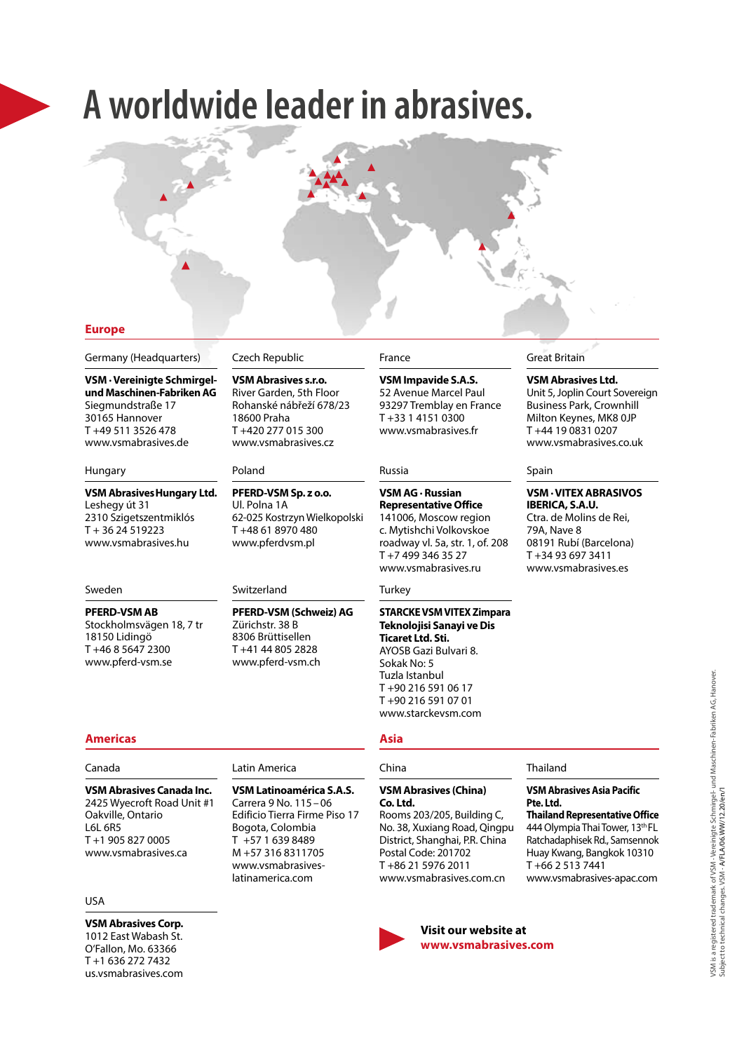# A worldwide leader in abrasives.

## Europe

**Germany (Headquarters)**

**VSM · Vereinigte Schmirgel- und Maschinen-Fabriken AG**
Siegmundstraße 17
30165 Hannover
T +49 511 3526 478
www.vsmabrasives.de

**Czech Republic**

**VSM Abrasives s.r.o.**
River Garden, 5th Floor
Rohanské nábřeží 678/23
18600 Praha
T +420 277 015 300
www.vsmabrasives.cz

**France**

**VSM Impavide S.A.S.**
52 Avenue Marcel Paul
93297 Tremblay en France
T +33 1 4151 0300
www.vsmabrasives.fr

**Great Britain**

**VSM Abrasives Ltd.**
Unit 5, Joplin Court Sovereign Business Park, Crownhill
Milton Keynes, MK8 0JP
T +44 19 0831 0207
www.vsmabrasives.co.uk

**Hungary**

**VSM Abrasives Hungary Ltd.**
Leshegy út 31
2310 Szigetszentmiklós
T + 36 24 519223
www.vsmabrasives.hu

**Poland**

**PFERD-VSM Sp. z o.o.**
Ul. Polna 1A
62-025 Kostrzyn Wielkopolski
T +48 61 8970 480
www.pferdvsm.pl

**Russia**

**VSM AG · Russian Representative Office**
141006, Moscow region
c. Mytishchi Volkovskoe roadway vl. 5a, str. 1, of. 208
T +7 499 346 35 27
www.vsmabrasives.ru

**Spain**

**VSM · VITEX ABRASIVOS IBERICA, S.A.U.**
Ctra. de Molins de Rei, 79A, Nave 8
08191 Rubí (Barcelona)
T +34 93 697 3411
www.vsmabrasives.es

**Sweden**

**PFERD-VSM AB**
Stockholmsvägen 18, 7 tr
18150 Lidingö
T +46 8 5647 2300
www.pferd-vsm.se

**Switzerland**

**PFERD-VSM (Schweiz) AG**
Zürichstr. 38 B
8306 Brüttisellen
T +41 44 805 2828
www.pferd-vsm.ch

**Turkey**

**STARCKE VSM VITEX Zimpara Teknolojisi Sanayi ve Dis Ticaret Ltd. Sti.**
AYOSB Gazi Bulvari 8. Sokak No: 5
Tuzla Istanbul
T +90 216 591 06 17
T +90 216 591 07 01
www.starckevsm.com

## Americas

**Canada**

**VSM Abrasives Canada Inc.**
2425 Wyecroft Road Unit #1
Oakville, Ontario
L6L 6R5
T +1 905 827 0005
www.vsmabrasives.ca

**Latin America**

**VSM Latinoamérica S.A.S.**
Carrera 9 No. 115 – 06
Edificio Tierra Firme Piso 17
Bogota, Colombia
T +57 1 639 8489
M +57 316 8311705
www.vsmabrasives-latinamerica.com

**USA**

**VSM Abrasives Corp.**
1012 East Wabash St.
O'Fallon, Mo. 63366
T +1 636 272 7432
us.vsmabrasives.com

## Asia

**China**

**VSM Abrasives (China) Co. Ltd.**
Rooms 203/205, Building C, No. 38, Xuxiang Road, Qingpu District, Shanghai, P.R. China
Postal Code: 201702
T +86 21 5976 2011
www.vsmabrasives.com.cn

**Thailand**

**VSM Abrasives Asia Pacific Pte. Ltd.**
**Thailand Representative Office**
444 Olympia Thai Tower, 13th FL
Ratchadaphisek Rd., Samsennok
Huay Kwang, Bangkok 10310
T +66 2 513 7441
www.vsmabrasives-apac.com

**Visit our website at**
**www.vsmabrasives.com**

VSM is a registered trademark of VSM · Vereinigte Schmirgel- und Maschinen-Fabriken AG, Hanover.
Subject to technical changes. VSM - A/FLA/06.WW/12/20/en/1